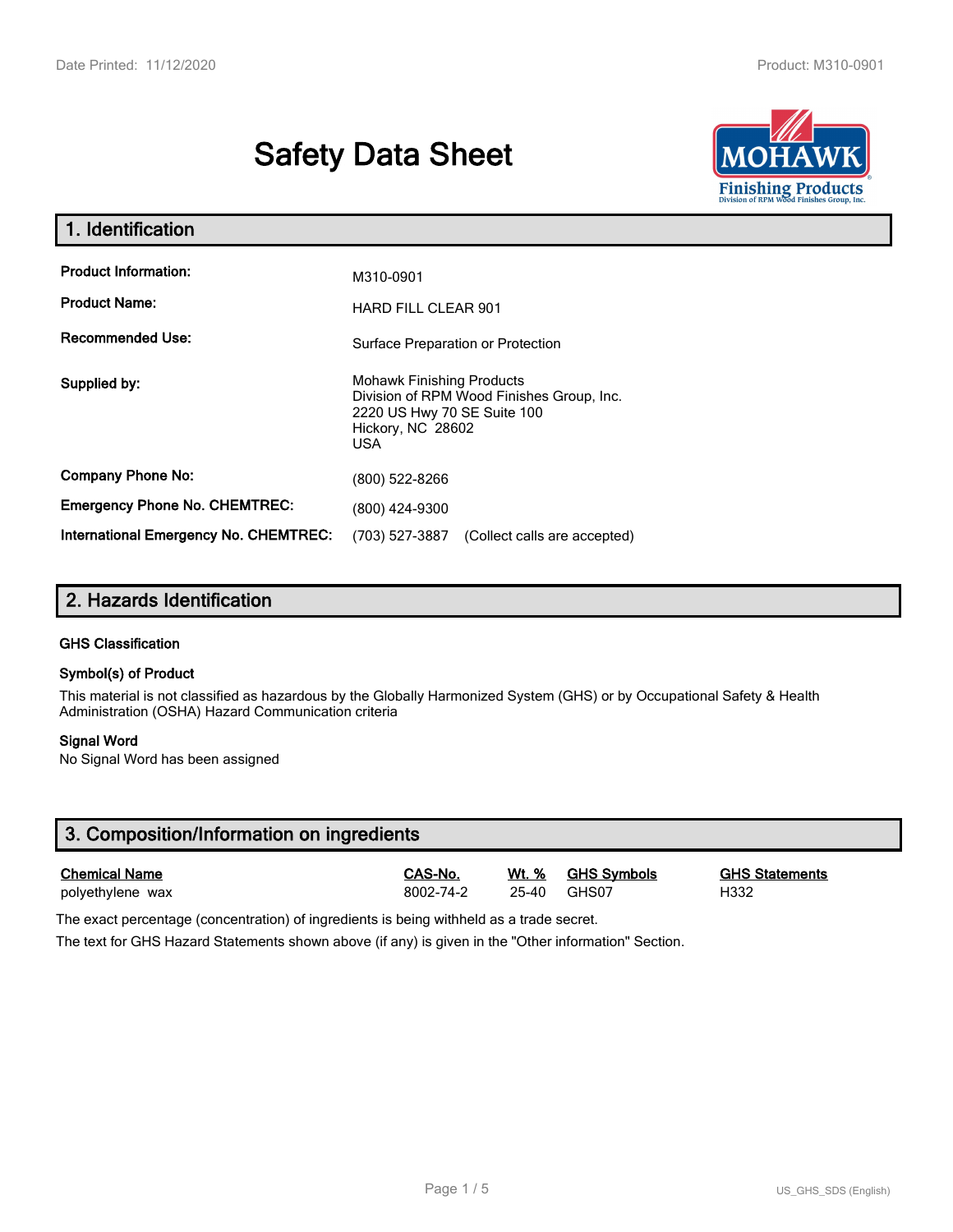# Safety Data Sheet

## 1. Identification

| | |
|---|---|
| **Product Information:** | M310-0901 |
| **Product Name:** | HARD FILL CLEAR 901 |
| **Recommended Use:** | Surface Preparation or Protection |
| **Supplied by:** | Mohawk Finishing Products<br>Division of RPM Wood Finishes Group, Inc.<br>2220 US Hwy 70 SE Suite 100<br>Hickory, NC 28602<br>USA |
| **Company Phone No:** | (800) 522-8266 |
| **Emergency Phone No. CHEMTREC:** | (800) 424-9300 |
| **International Emergency No. CHEMTREC:** | (703) 527-3887 (Collect calls are accepted) |

## 2. Hazards Identification

### GHS Classification

#### Symbol(s) of Product

This material is not classified as hazardous by the Globally Harmonized System (GHS) or by Occupational Safety & Health Administration (OSHA) Hazard Communication criteria

#### Signal Word

No Signal Word has been assigned

## 3. Composition/Information on ingredients

| Chemical Name | CAS-No. | Wt. % | GHS Symbols | GHS Statements |
|---|---|---|---|---|
| polyethylene wax | 8002-74-2 | 25-40 | GHS07 | H332 |

The exact percentage (concentration) of ingredients is being withheld as a trade secret.

The text for GHS Hazard Statements shown above (if any) is given in the "Other information" Section.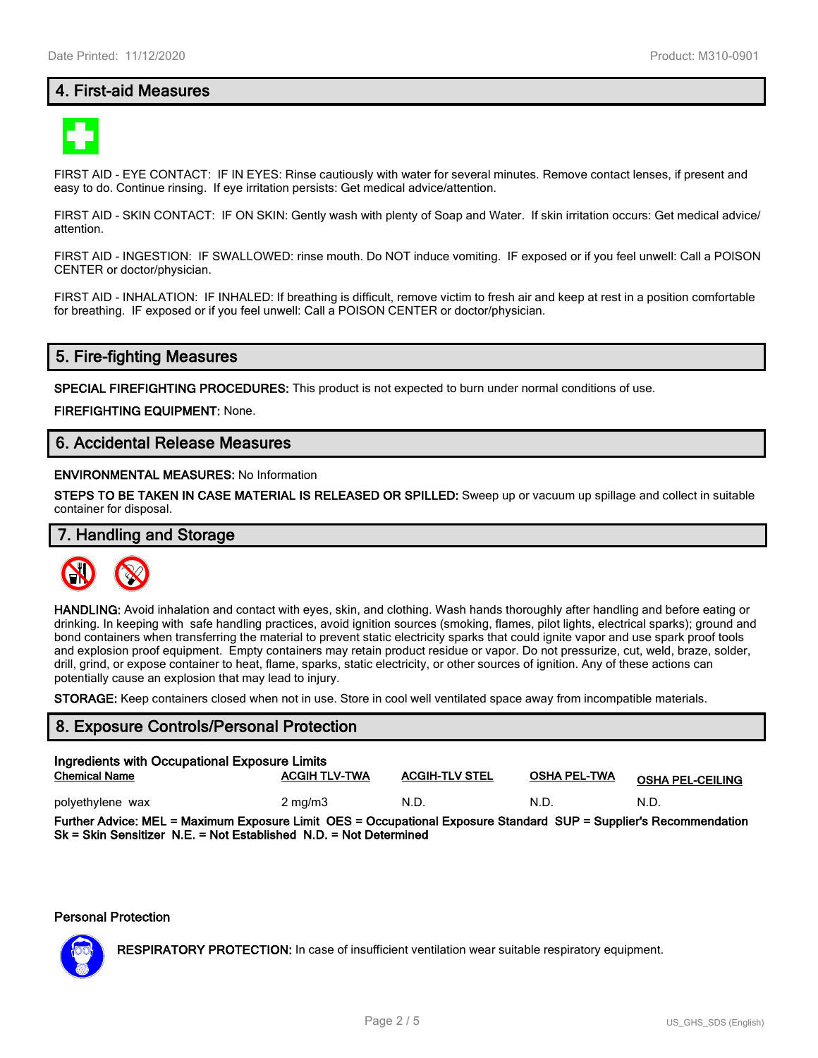## 4. First-aid Measures

FIRST AID - EYE CONTACT: IF IN EYES: Rinse cautiously with water for several minutes. Remove contact lenses, if present and easy to do. Continue rinsing. If eye irritation persists: Get medical advice/attention.

FIRST AID - SKIN CONTACT: IF ON SKIN: Gently wash with plenty of Soap and Water. If skin irritation occurs: Get medical advice/ attention.

FIRST AID - INGESTION: IF SWALLOWED: rinse mouth. Do NOT induce vomiting. IF exposed or if you feel unwell: Call a POISON CENTER or doctor/physician.

FIRST AID - INHALATION: IF INHALED: If breathing is difficult, remove victim to fresh air and keep at rest in a position comfortable for breathing. IF exposed or if you feel unwell: Call a POISON CENTER or doctor/physician.

## 5. Fire-fighting Measures

**SPECIAL FIREFIGHTING PROCEDURES:** This product is not expected to burn under normal conditions of use.

**FIREFIGHTING EQUIPMENT:** None.

## 6. Accidental Release Measures

**ENVIRONMENTAL MEASURES:** No Information

**STEPS TO BE TAKEN IN CASE MATERIAL IS RELEASED OR SPILLED:** Sweep up or vacuum up spillage and collect in suitable container for disposal.

## 7. Handling and Storage

**HANDLING:** Avoid inhalation and contact with eyes, skin, and clothing. Wash hands thoroughly after handling and before eating or drinking. In keeping with safe handling practices, avoid ignition sources (smoking, flames, pilot lights, electrical sparks); ground and bond containers when transferring the material to prevent static electricity sparks that could ignite vapor and use spark proof tools and explosion proof equipment. Empty containers may retain product residue or vapor. Do not pressurize, cut, weld, braze, solder, drill, grind, or expose container to heat, flame, sparks, static electricity, or other sources of ignition. Any of these actions can potentially cause an explosion that may lead to injury.

**STORAGE:** Keep containers closed when not in use. Store in cool well ventilated space away from incompatible materials.

## 8. Exposure Controls/Personal Protection

**Ingredients with Occupational Exposure Limits**

| Chemical Name | ACGIH TLV-TWA | ACGIH-TLV STEL | OSHA PEL-TWA | OSHA PEL-CEILING |
|---|---|---|---|---|
| polyethylene wax | 2 mg/m3 | N.D. | N.D. | N.D. |

**Further Advice: MEL = Maximum Exposure Limit OES = Occupational Exposure Standard SUP = Supplier's Recommendation Sk = Skin Sensitizer N.E. = Not Established N.D. = Not Determined**

**Personal Protection**

**RESPIRATORY PROTECTION:** In case of insufficient ventilation wear suitable respiratory equipment.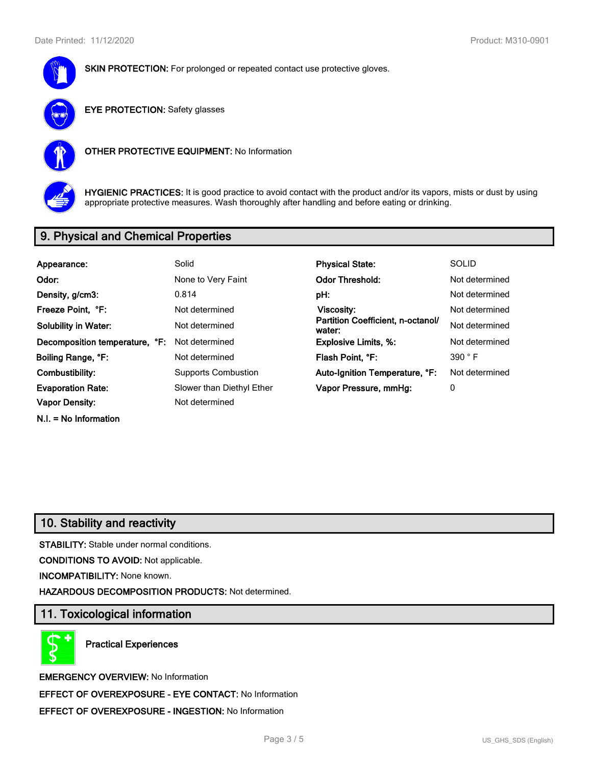**SKIN PROTECTION:** For prolonged or repeated contact use protective gloves.

**EYE PROTECTION:** Safety glasses

**OTHER PROTECTIVE EQUIPMENT:** No Information

**HYGIENIC PRACTICES:** It is good practice to avoid contact with the product and/or its vapors, mists or dust by using appropriate protective measures. Wash thoroughly after handling and before eating or drinking.

## 9. Physical and Chemical Properties

| | | | |
|---|---|---|---|
| **Appearance:** | Solid | **Physical State:** | SOLID |
| **Odor:** | None to Very Faint | **Odor Threshold:** | Not determined |
| **Density, g/cm3:** | 0.814 | **pH:** | Not determined |
| **Freeze Point, °F:** | Not determined | **Viscosity:** | Not determined |
| **Solubility in Water:** | Not determined | **Partition Coefficient, n-octanol/ water:** | Not determined |
| **Decomposition temperature, °F:** | Not determined | **Explosive Limits, %:** | Not determined |
| **Boiling Range, °F:** | Not determined | **Flash Point, °F:** | 390 ° F |
| **Combustibility:** | Supports Combustion | **Auto-Ignition Temperature, °F:** | Not determined |
| **Evaporation Rate:** | Slower than Diethyl Ether | **Vapor Pressure, mmHg:** | 0 |
| **Vapor Density:** | Not determined | | |

**N.I. = No Information**

## 10. Stability and reactivity

**STABILITY:** Stable under normal conditions.

**CONDITIONS TO AVOID:** Not applicable.

**INCOMPATIBILITY:** None known.

**HAZARDOUS DECOMPOSITION PRODUCTS:** Not determined.

## 11. Toxicological information

**Practical Experiences**

**EMERGENCY OVERVIEW:** No Information

**EFFECT OF OVEREXPOSURE - EYE CONTACT:** No Information

**EFFECT OF OVEREXPOSURE - INGESTION:** No Information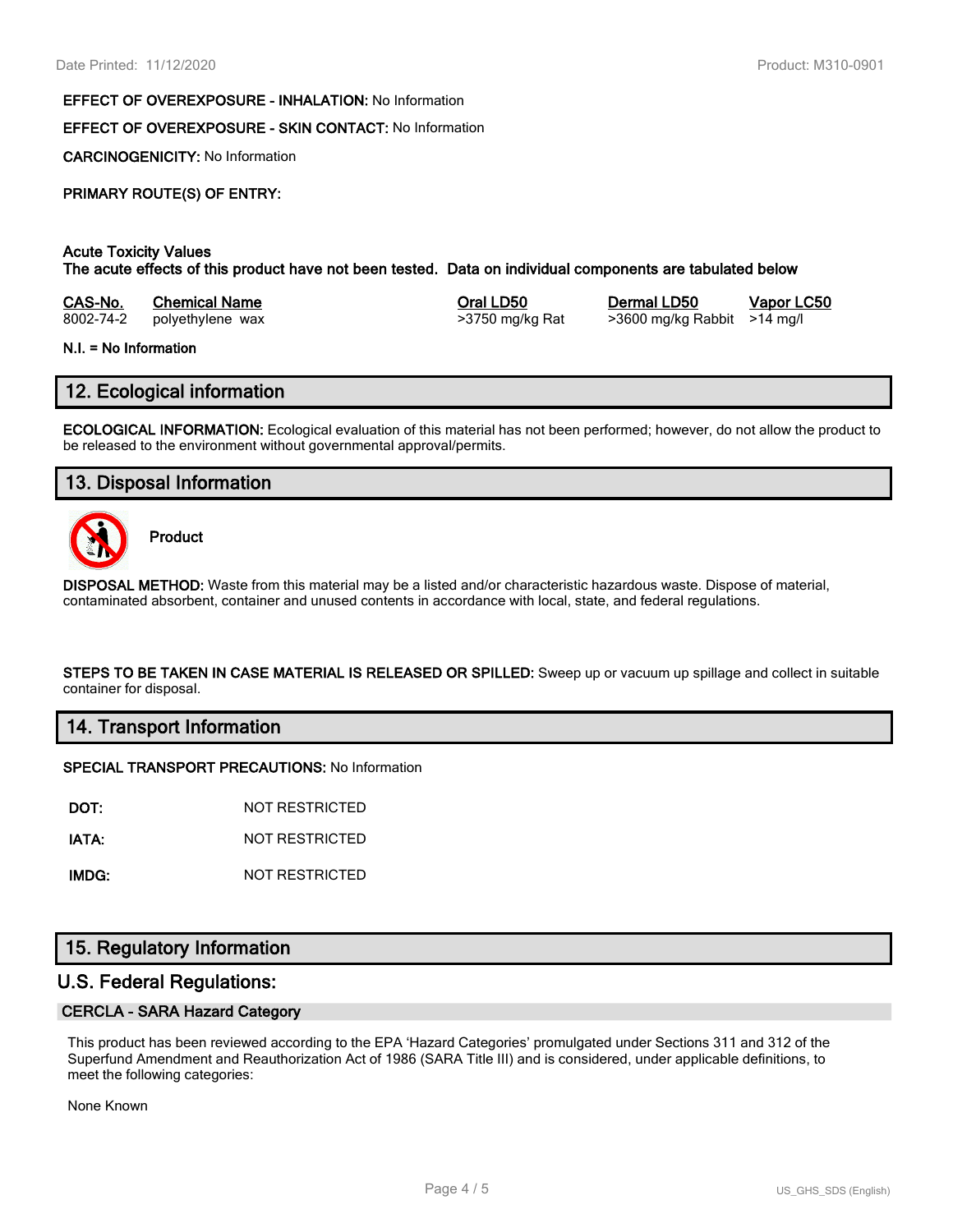**EFFECT OF OVEREXPOSURE - INHALATION:** No Information

**EFFECT OF OVEREXPOSURE - SKIN CONTACT:** No Information

**CARCINOGENICITY:** No Information

**PRIMARY ROUTE(S) OF ENTRY:**

**Acute Toxicity Values**
**The acute effects of this product have not been tested. Data on individual components are tabulated below**

| CAS-No. | Chemical Name | Oral LD50 | Dermal LD50 | Vapor LC50 |
|---|---|---|---|---|
| 8002-74-2 | polyethylene wax | >3750 mg/kg Rat | >3600 mg/kg Rabbit | >14 mg/l |

**N.I. = No Information**

## 12. Ecological information

**ECOLOGICAL INFORMATION:** Ecological evaluation of this material has not been performed; however, do not allow the product to be released to the environment without governmental approval/permits.

## 13. Disposal Information

**Product**

**DISPOSAL METHOD:** Waste from this material may be a listed and/or characteristic hazardous waste. Dispose of material, contaminated absorbent, container and unused contents in accordance with local, state, and federal regulations.

**STEPS TO BE TAKEN IN CASE MATERIAL IS RELEASED OR SPILLED:** Sweep up or vacuum up spillage and collect in suitable container for disposal.

## 14. Transport Information

**SPECIAL TRANSPORT PRECAUTIONS:** No Information

**DOT:** NOT RESTRICTED

**IATA:** NOT RESTRICTED

**IMDG:** NOT RESTRICTED

## 15. Regulatory Information

## U.S. Federal Regulations:

### CERCLA - SARA Hazard Category

This product has been reviewed according to the EPA 'Hazard Categories' promulgated under Sections 311 and 312 of the Superfund Amendment and Reauthorization Act of 1986 (SARA Title III) and is considered, under applicable definitions, to meet the following categories:

None Known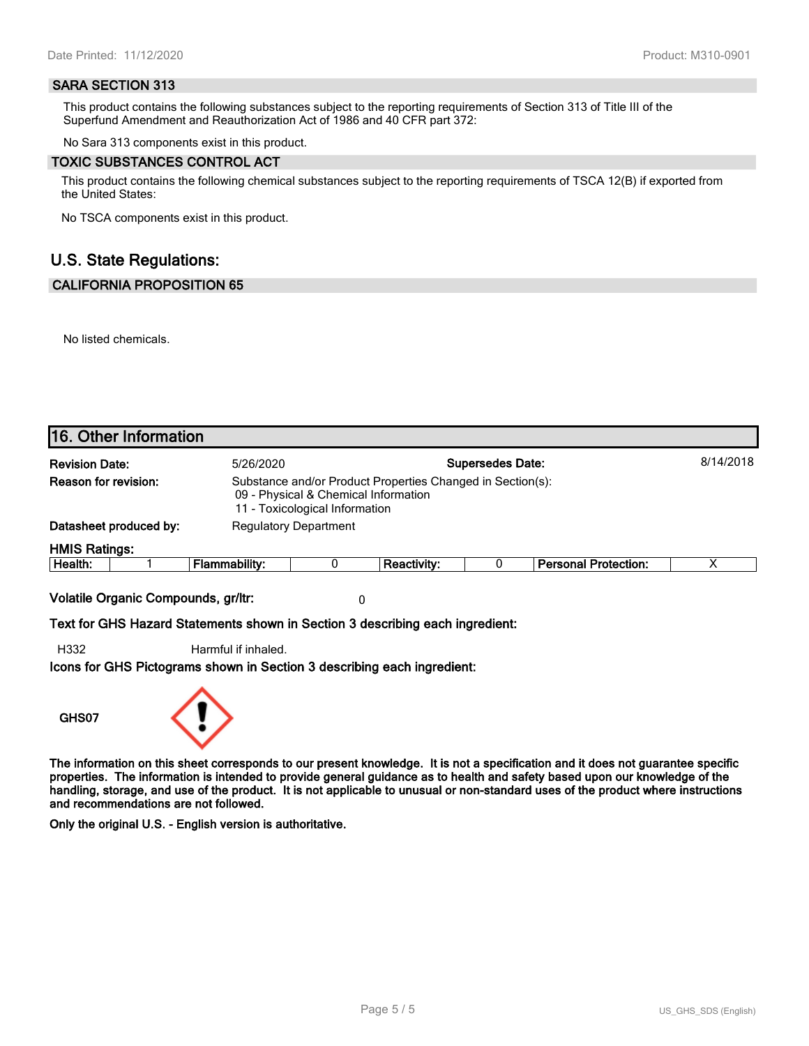### SARA SECTION 313

This product contains the following substances subject to the reporting requirements of Section 313 of Title III of the Superfund Amendment and Reauthorization Act of 1986 and 40 CFR part 372:

No Sara 313 components exist in this product.

### TOXIC SUBSTANCES CONTROL ACT

This product contains the following chemical substances subject to the reporting requirements of TSCA 12(B) if exported from the United States:

No TSCA components exist in this product.

## U.S. State Regulations:

### CALIFORNIA PROPOSITION 65

No listed chemicals.

## 16. Other Information

**Revision Date:** 5/26/2020 **Supersedes Date:** 8/14/2018

**Reason for revision:** Substance and/or Product Properties Changed in Section(s):
09 - Physical & Chemical Information
11 - Toxicological Information

**Datasheet produced by:** Regulatory Department

**HMIS Ratings:**

| | | | | | | | |
|---|---|---|---|---|---|---|---|
| **Health:** | 1 | **Flammability:** | 0 | **Reactivity:** | 0 | **Personal Protection:** | X |

**Volatile Organic Compounds, gr/ltr:** 0

**Text for GHS Hazard Statements shown in Section 3 describing each ingredient:**

H332 Harmful if inhaled.

**Icons for GHS Pictograms shown in Section 3 describing each ingredient:**

**GHS07**

**The information on this sheet corresponds to our present knowledge. It is not a specification and it does not guarantee specific properties. The information is intended to provide general guidance as to health and safety based upon our knowledge of the handling, storage, and use of the product. It is not applicable to unusual or non-standard uses of the product where instructions and recommendations are not followed.**

**Only the original U.S. - English version is authoritative.**